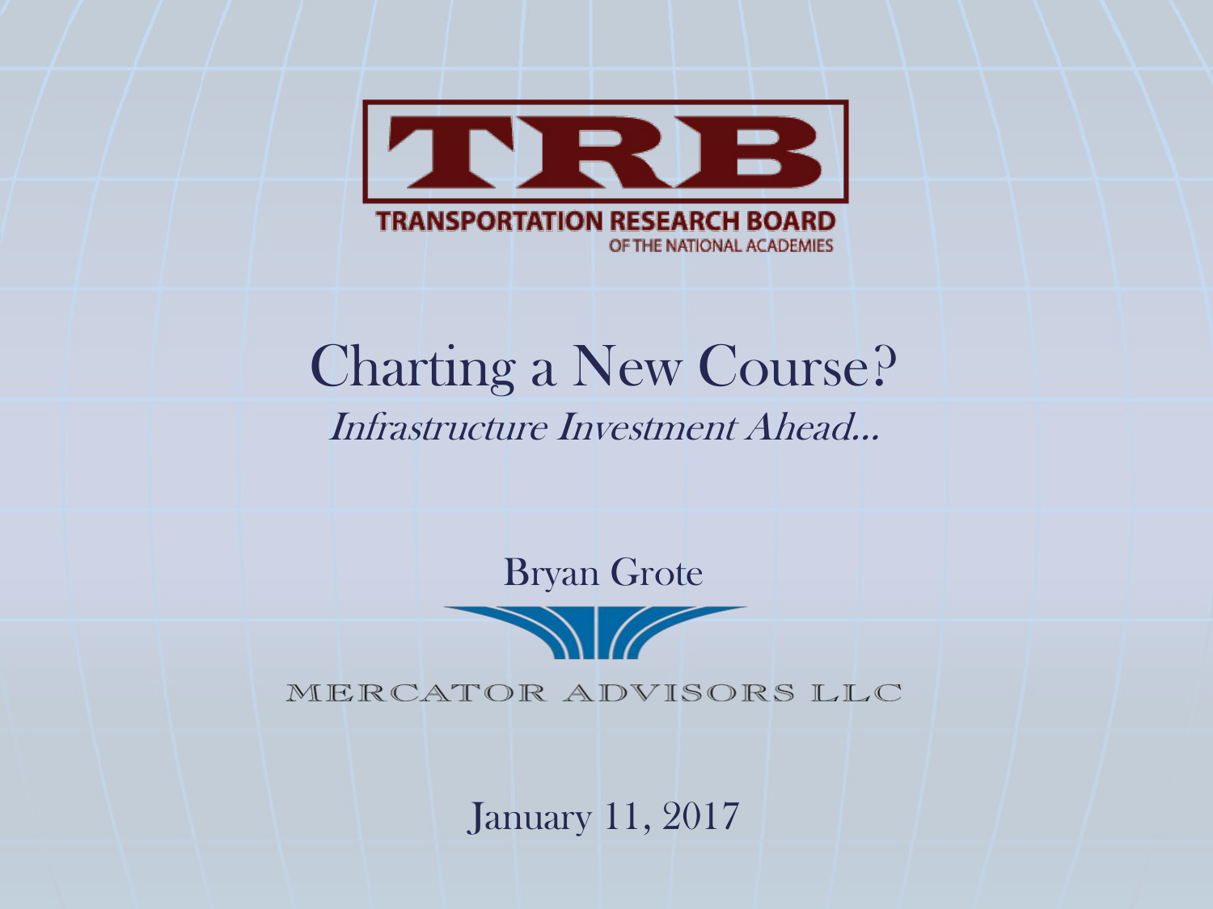TRB

TRANSPORTATION RESEARCH BOARD

OF THE NATIONAL ACADEMIES

# Charting a New Course?

*Infrastructure Investment Ahead…*

Bryan Grote

MERCATOR ADVISORS LLC

January 11, 2017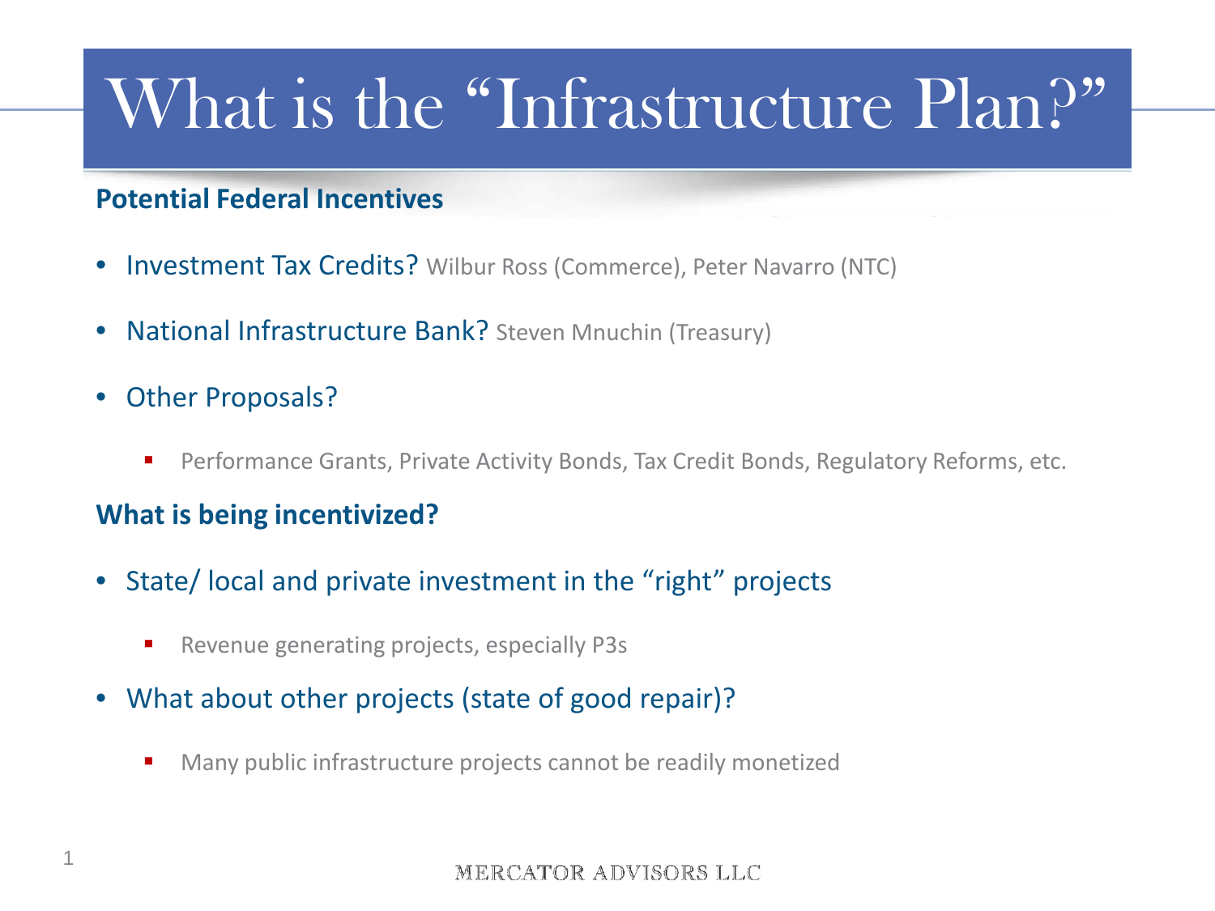# What is the “Infrastructure Plan?”

### Potential Federal Incentives

- Investment Tax Credits? Wilbur Ross (Commerce), Peter Navarro (NTC)
- National Infrastructure Bank? Steven Mnuchin (Treasury)
- Other Proposals?
  - Performance Grants, Private Activity Bonds, Tax Credit Bonds, Regulatory Reforms, etc.

### What is being incentivized?

- State/ local and private investment in the “right” projects
  - Revenue generating projects, especially P3s
- What about other projects (state of good repair)?
  - Many public infrastructure projects cannot be readily monetized

MERCATOR ADVISORS LLC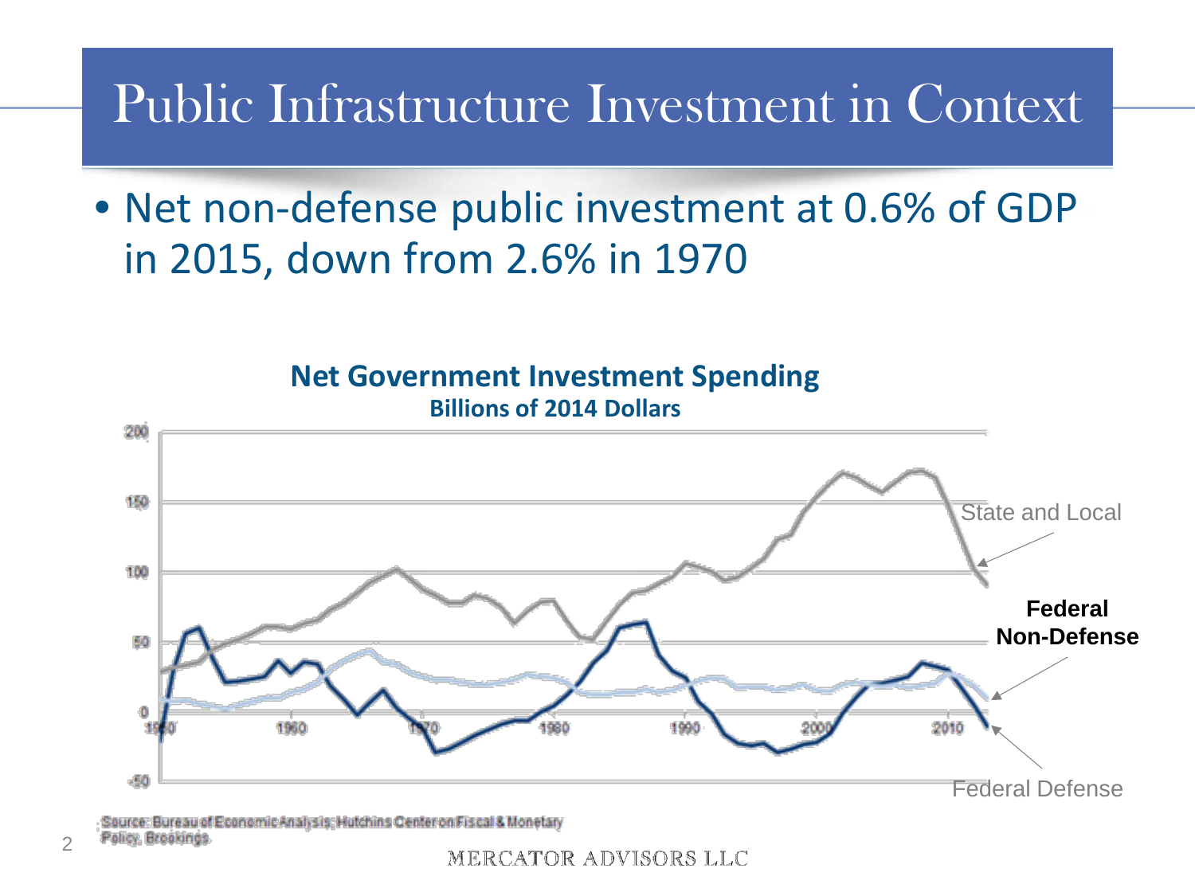# Public Infrastructure Investment in Context

- Net non-defense public investment at 0.6% of GDP in 2015, down from 2.6% in 1970

**Net Government Investment Spending**
**Billions of 2014 Dollars**

Source: Bureau of Economic Analysis; Hutchins Center on Fiscal & Monetary Policy, Brookings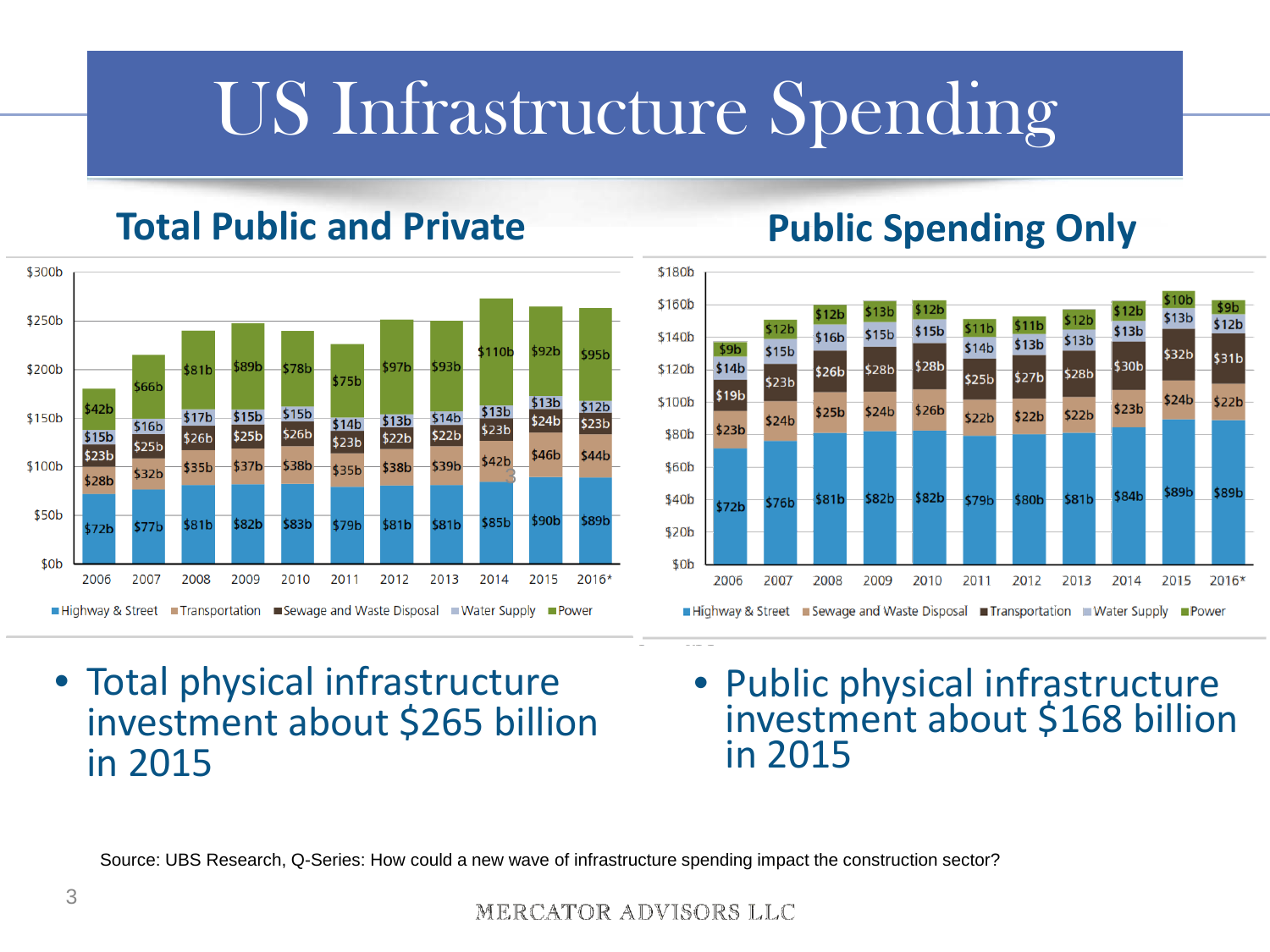# US Infrastructure Spending

## Total Public and Private

| Year | Highway & Street | Transportation | Sewage and Waste Disposal | Water Supply | Power |
|---|---|---|---|---|---|
| 2006 | $72b | $28b | $23b | $15b | $42b |
| 2007 | $77b | $32b | $25b | $16b | $66b |
| 2008 | $81b | $35b | $26b | $17b | $81b |
| 2009 | $82b | $37b | $25b | $15b | $89b |
| 2010 | $83b | $38b | $26b | $15b | $78b |
| 2011 | $79b | $35b | $23b | $14b | $75b |
| 2012 | $81b | $38b | $22b | $13b | $97b |
| 2013 | $81b | $39b | $22b | $14b | $93b |
| 2014 | $85b | $42b | $23b | $13b | $110b |
| 2015 | $90b | $46b | $24b | $13b | $92b |
| 2016* | $89b | $44b | $23b | $12b | $95b |

- Total physical infrastructure investment about $265 billion in 2015

## Public Spending Only

| Year | Highway & Street | Sewage and Waste Disposal | Transportation | Water Supply | Power |
|---|---|---|---|---|---|
| 2006 | $72b | $23b | $19b | $14b | $9b |
| 2007 | $76b | $24b | $23b | $15b | $12b |
| 2008 | $81b | $25b | $26b | $16b | $12b |
| 2009 | $82b | $24b | $28b | $15b | $13b |
| 2010 | $82b | $26b | $28b | $15b | $12b |
| 2011 | $79b | $22b | $25b | $14b | $11b |
| 2012 | $80b | $22b | $27b | $13b | $11b |
| 2013 | $81b | $22b | $28b | $13b | $12b |
| 2014 | $84b | $23b | $30b | $13b | $12b |
| 2015 | $89b | $24b | $32b | $13b | $10b |
| 2016* | $89b | $22b | $31b | $12b | $9b |

- Public physical infrastructure investment about $168 billion in 2015

Source: UBS Research, Q-Series: How could a new wave of infrastructure spending impact the construction sector?

MERCATOR ADVISORS LLC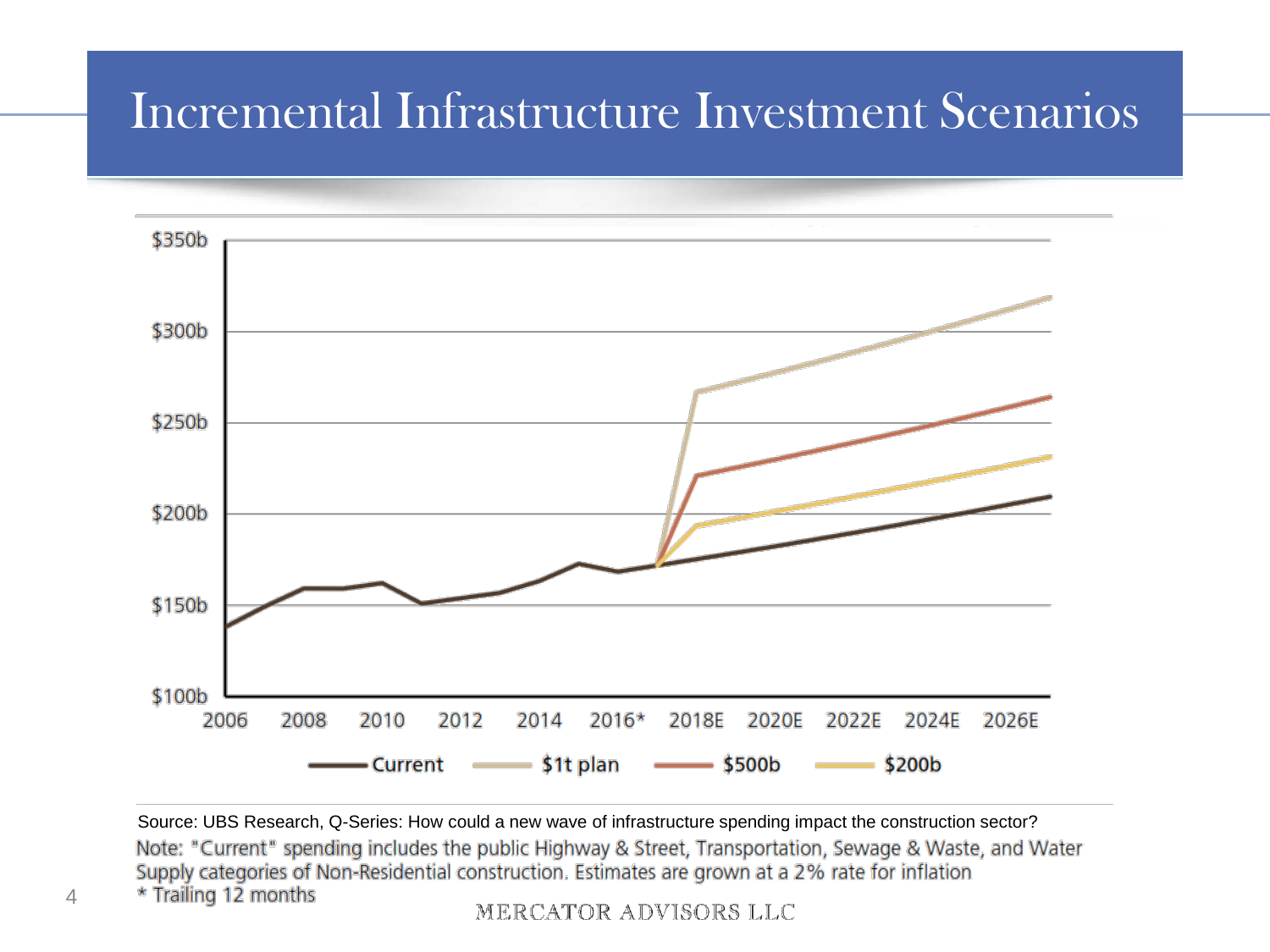# Incremental Infrastructure Investment Scenarios

Source: UBS Research, Q-Series: How could a new wave of infrastructure spending impact the construction sector?

Note: "Current" spending includes the public Highway & Street, Transportation, Sewage & Waste, and Water Supply categories of Non-Residential construction. Estimates are grown at a 2% rate for inflation

* Trailing 12 months

MERCATOR ADVISORS LLC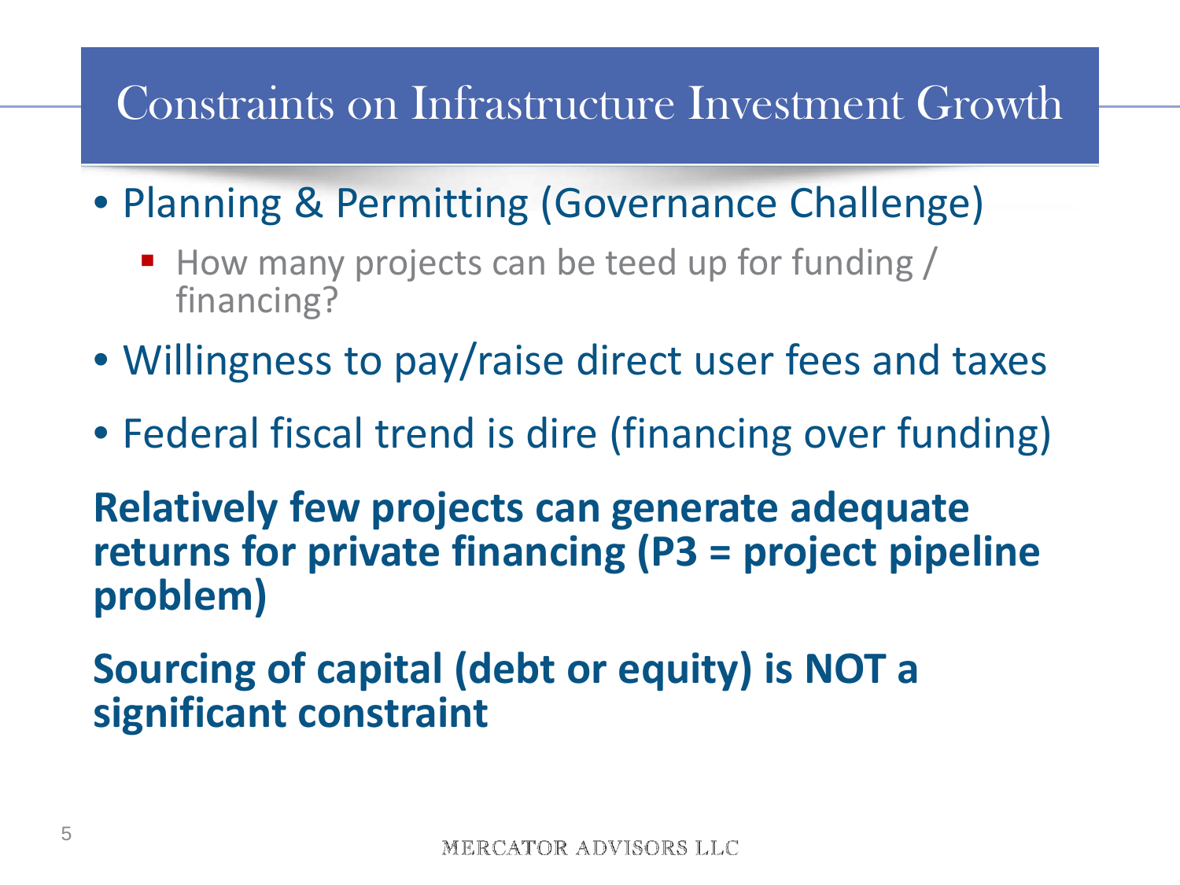# Constraints on Infrastructure Investment Growth

- Planning & Permitting (Governance Challenge)
  - How many projects can be teed up for funding / financing?
- Willingness to pay/raise direct user fees and taxes
- Federal fiscal trend is dire (financing over funding)

**Relatively few projects can generate adequate returns for private financing (P3 = project pipeline problem)**

**Sourcing of capital (debt or equity) is NOT a significant constraint**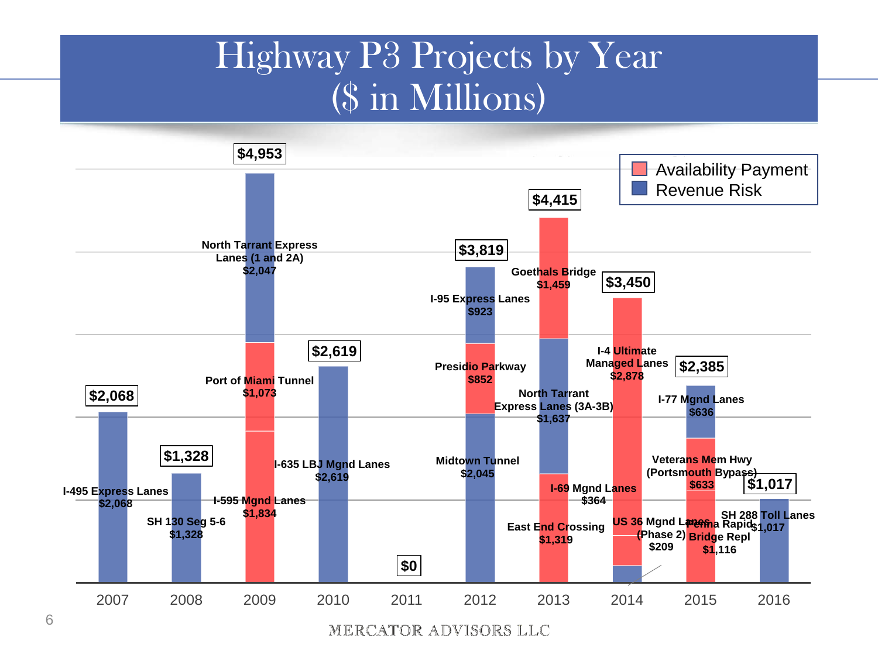# Highway P3 Projects by Year
## ($ in Millions)

| Year | Project | Type | Amount |
|---|---|---|---|
| 2007 | I-495 Express Lanes | Revenue Risk | $2,068 |
| 2007 | **Total** | | **$2,068** |
| 2008 | SH 130 Seg 5-6 | Revenue Risk | $1,328 |
| 2008 | **Total** | | **$1,328** |
| 2009 | North Tarrant Express Lanes (1 and 2A) | Revenue Risk | $2,047 |
| 2009 | Port of Miami Tunnel | Availability Payment | $1,073 |
| 2009 | I-595 Mgnd Lanes | Availability Payment | $1,834 |
| 2009 | **Total** | | **$4,953** |
| 2010 | I-635 LBJ Mgnd Lanes | Revenue Risk | $2,619 |
| 2010 | **Total** | | **$2,619** |
| 2011 | **Total** | | **$0** |
| 2012 | I-95 Express Lanes | Revenue Risk | $923 |
| 2012 | Presidio Parkway | Availability Payment | $852 |
| 2012 | Midtown Tunnel | Revenue Risk | $2,045 |
| 2012 | **Total** | | **$3,819** |
| 2013 | Goethals Bridge | Availability Payment | $1,459 |
| 2013 | North Tarrant Express Lanes (3A-3B) | Revenue Risk | $1,637 |
| 2013 | East End Crossing | Availability Payment | $1,319 |
| 2013 | **Total** | | **$4,415** |
| 2014 | I-4 Ultimate Managed Lanes | Availability Payment | $2,878 |
| 2014 | I-69 Mgnd Lanes | Availability Payment | $364 |
| 2014 | US 36 Mgnd Lanes (Phase 2) | Revenue Risk | $209 |
| 2014 | **Total** | | **$3,450** |
| 2015 | I-77 Mgnd Lanes | Revenue Risk | $636 |
| 2015 | Veterans Mem Hwy (Portsmouth Bypass) | Availability Payment | $633 |
| 2015 | Perna Rapid Bridge Repl | Availability Payment | $1,116 |
| 2015 | **Total** | | **$2,385** |
| 2016 | SH 288 Toll Lanes | Revenue Risk | $1,017 |
| 2016 | **Total** | | **$1,017** |

MERCATOR ADVISORS LLC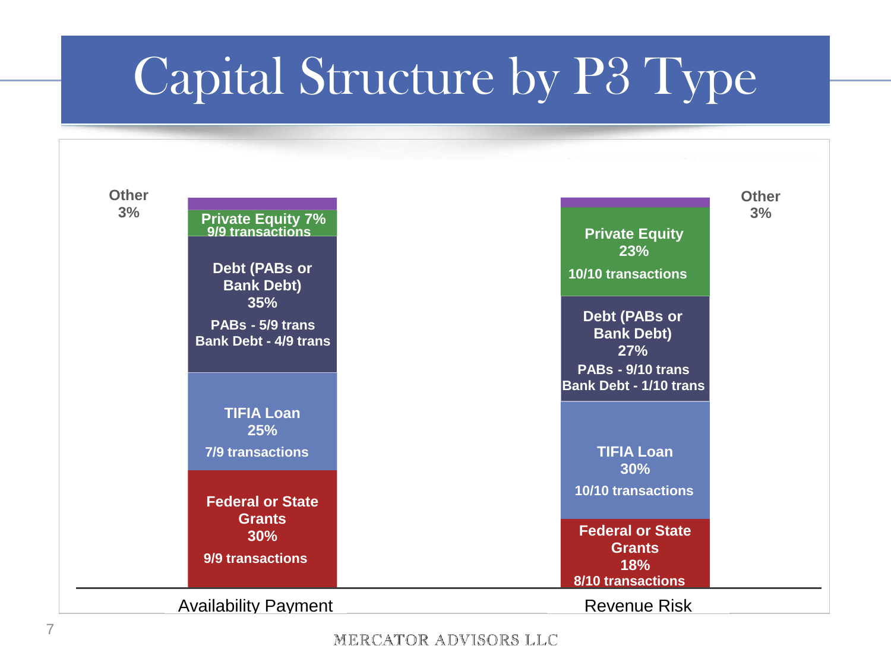# Capital Structure by P3 Type

| | Availability Payment | Revenue Risk |
|---|---|---|
| Other | 3% | 3% |
| Private Equity | 7% (9/9 transactions) | 23% (10/10 transactions) |
| Debt (PABs or Bank Debt) | 35% (PABs - 5/9 trans; Bank Debt - 4/9 trans) | 27% (PABs - 9/10 trans; Bank Debt - 1/10 trans) |
| TIFIA Loan | 25% (7/9 transactions) | 30% (10/10 transactions) |
| Federal or State Grants | 30% (9/9 transactions) | 18% (8/10 transactions) |

MERCATOR ADVISORS LLC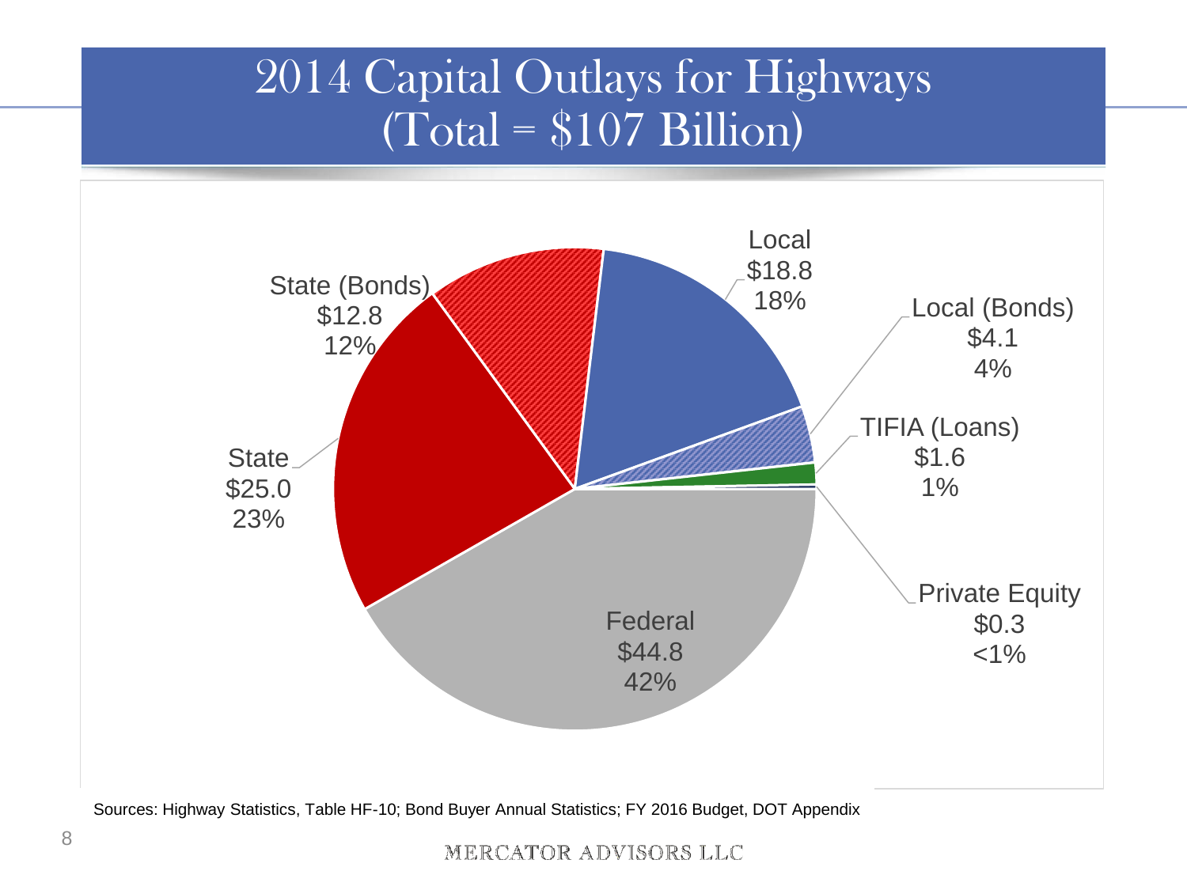# 2014 Capital Outlays for Highways (Total = $107 Billion)

| Source | Amount ($ Billion) | Share |
| --- | --- | --- |
| Local | $18.8 | 18% |
| Local (Bonds) | $4.1 | 4% |
| TIFIA (Loans) | $1.6 | 1% |
| Private Equity | $0.3 | <1% |
| Federal | $44.8 | 42% |
| State | $25.0 | 23% |
| State (Bonds) | $12.8 | 12% |

Sources: Highway Statistics, Table HF-10; Bond Buyer Annual Statistics; FY 2016 Budget, DOT Appendix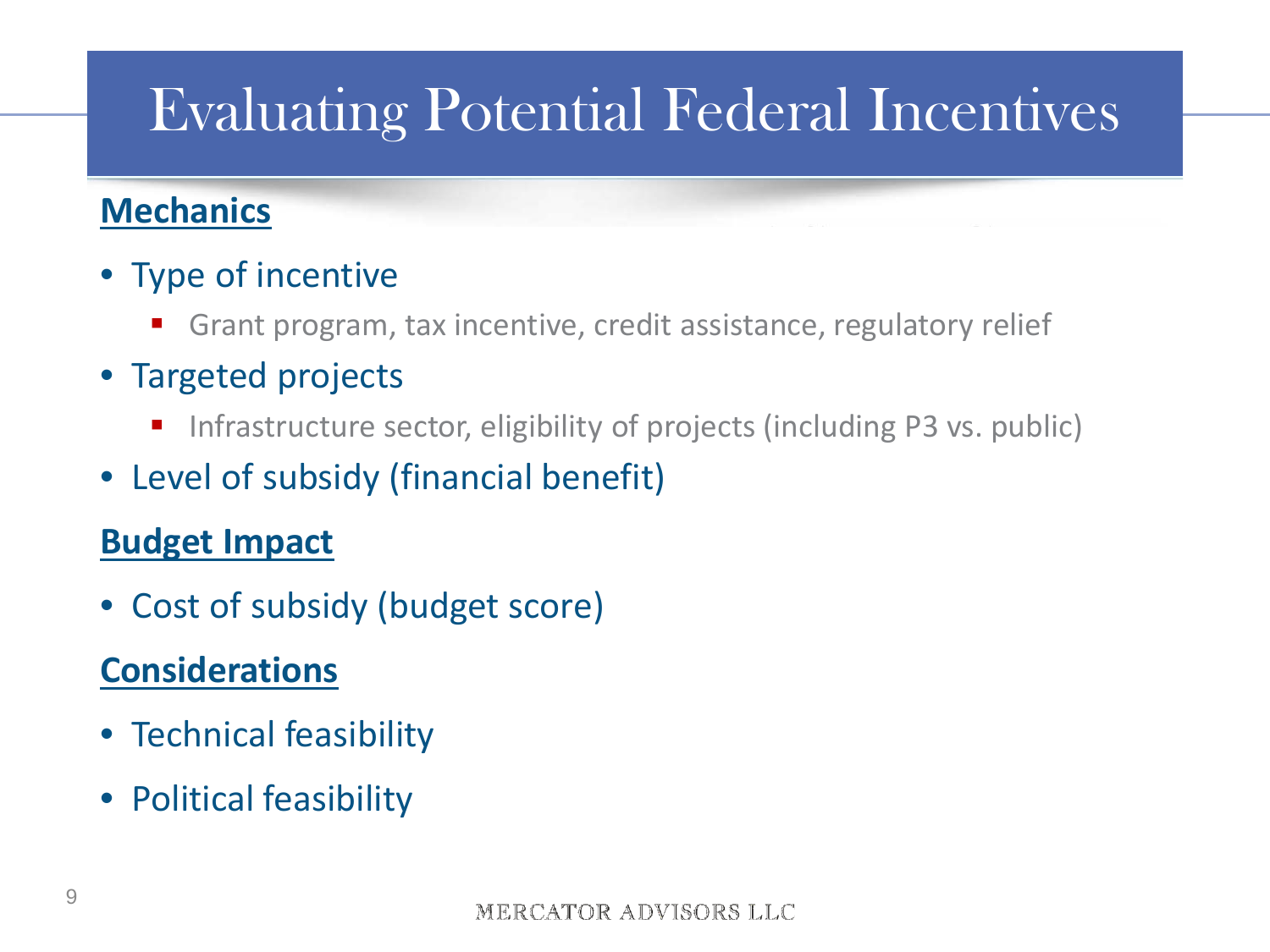# Evaluating Potential Federal Incentives

**Mechanics**

- Type of incentive
  - Grant program, tax incentive, credit assistance, regulatory relief
- Targeted projects
  - Infrastructure sector, eligibility of projects (including P3 vs. public)
- Level of subsidy (financial benefit)

**Budget Impact**

- Cost of subsidy (budget score)

**Considerations**

- Technical feasibility
- Political feasibility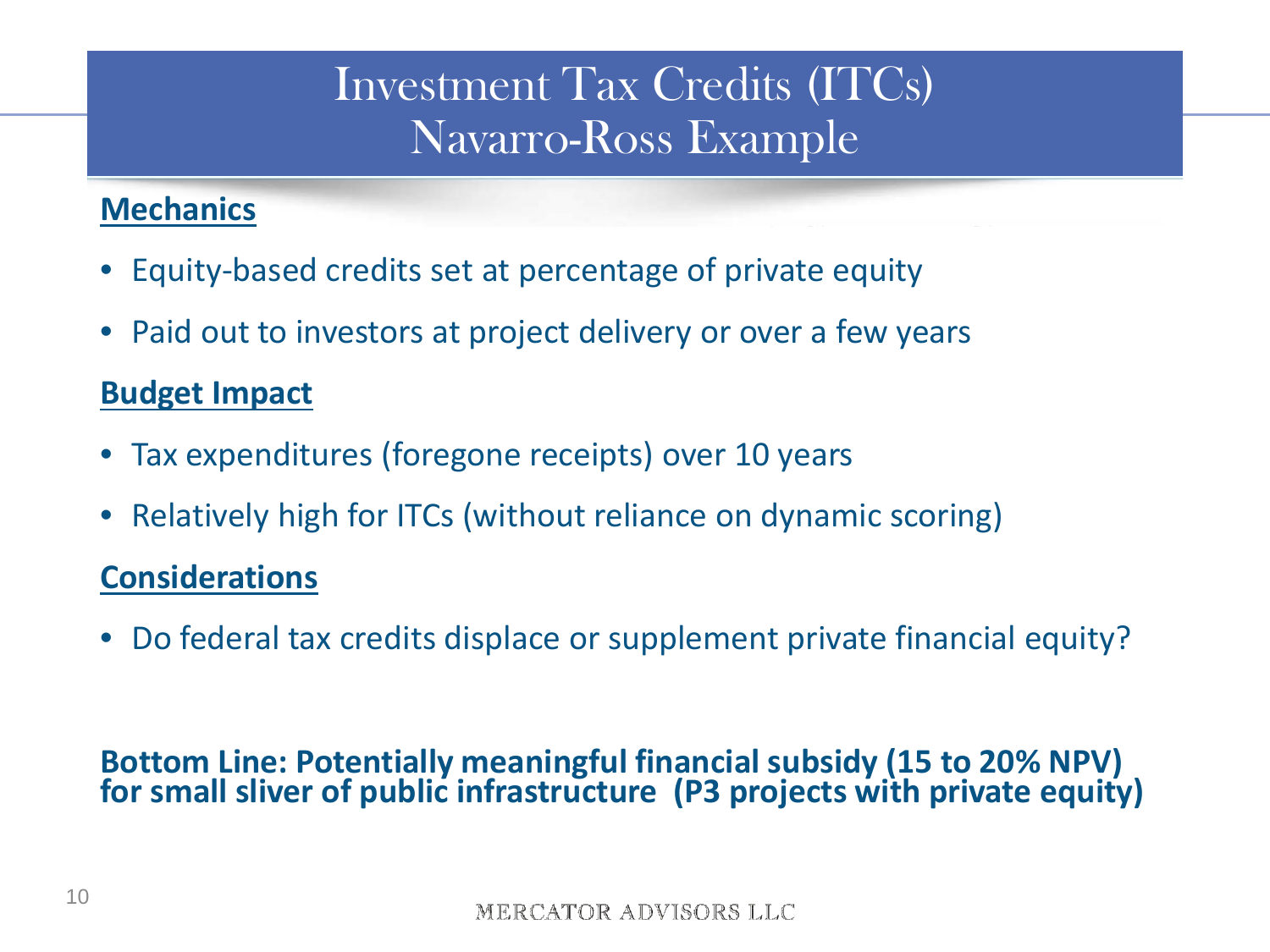# Investment Tax Credits (ITCs)
# Navarro-Ross Example

**Mechanics**

- Equity-based credits set at percentage of private equity
- Paid out to investors at project delivery or over a few years

**Budget Impact**

- Tax expenditures (foregone receipts) over 10 years
- Relatively high for ITCs (without reliance on dynamic scoring)

**Considerations**

- Do federal tax credits displace or supplement private financial equity?

**Bottom Line: Potentially meaningful financial subsidy (15 to 20% NPV) for small sliver of public infrastructure (P3 projects with private equity)**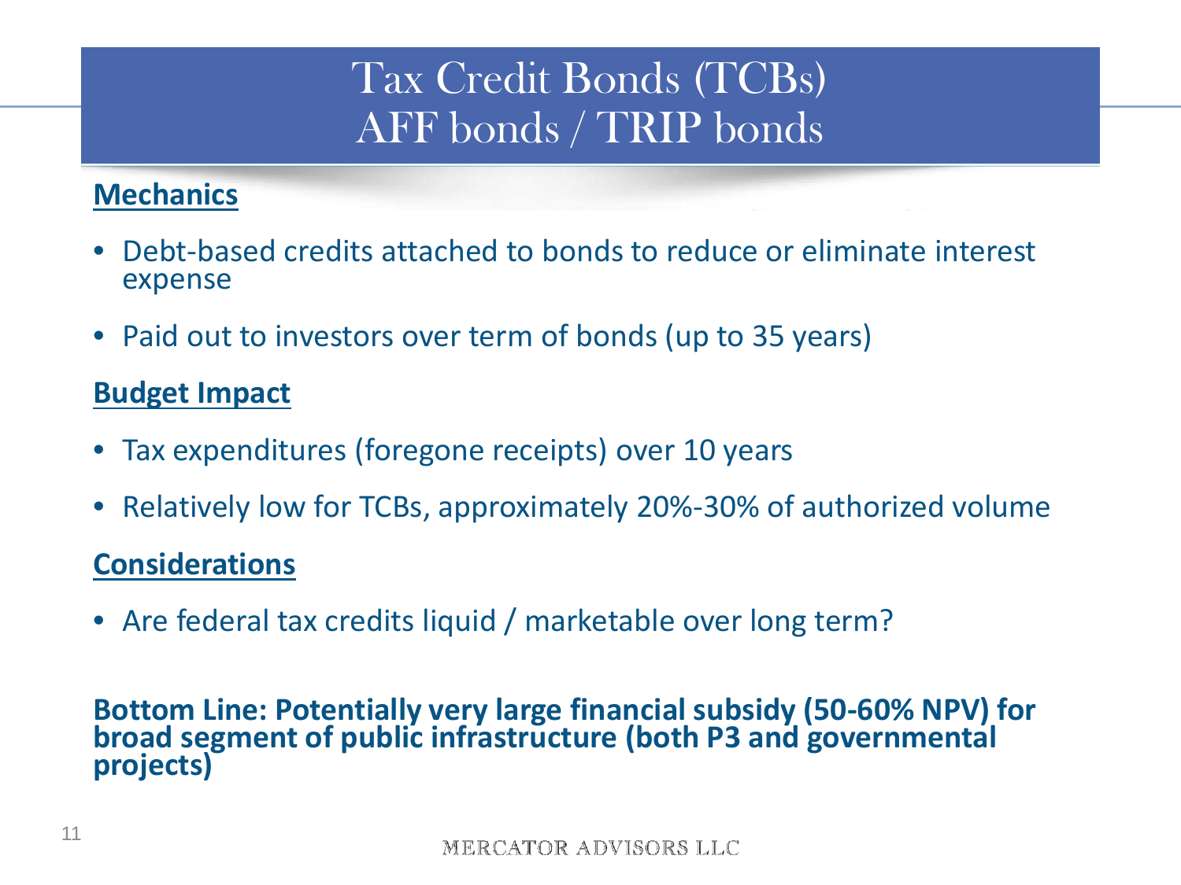# Tax Credit Bonds (TCBs)
# AFF bonds / TRIP bonds

**Mechanics**

- Debt-based credits attached to bonds to reduce or eliminate interest expense
- Paid out to investors over term of bonds (up to 35 years)

**Budget Impact**

- Tax expenditures (foregone receipts) over 10 years
- Relatively low for TCBs, approximately 20%-30% of authorized volume

**Considerations**

- Are federal tax credits liquid / marketable over long term?

**Bottom Line: Potentially very large financial subsidy (50-60% NPV) for broad segment of public infrastructure (both P3 and governmental projects)**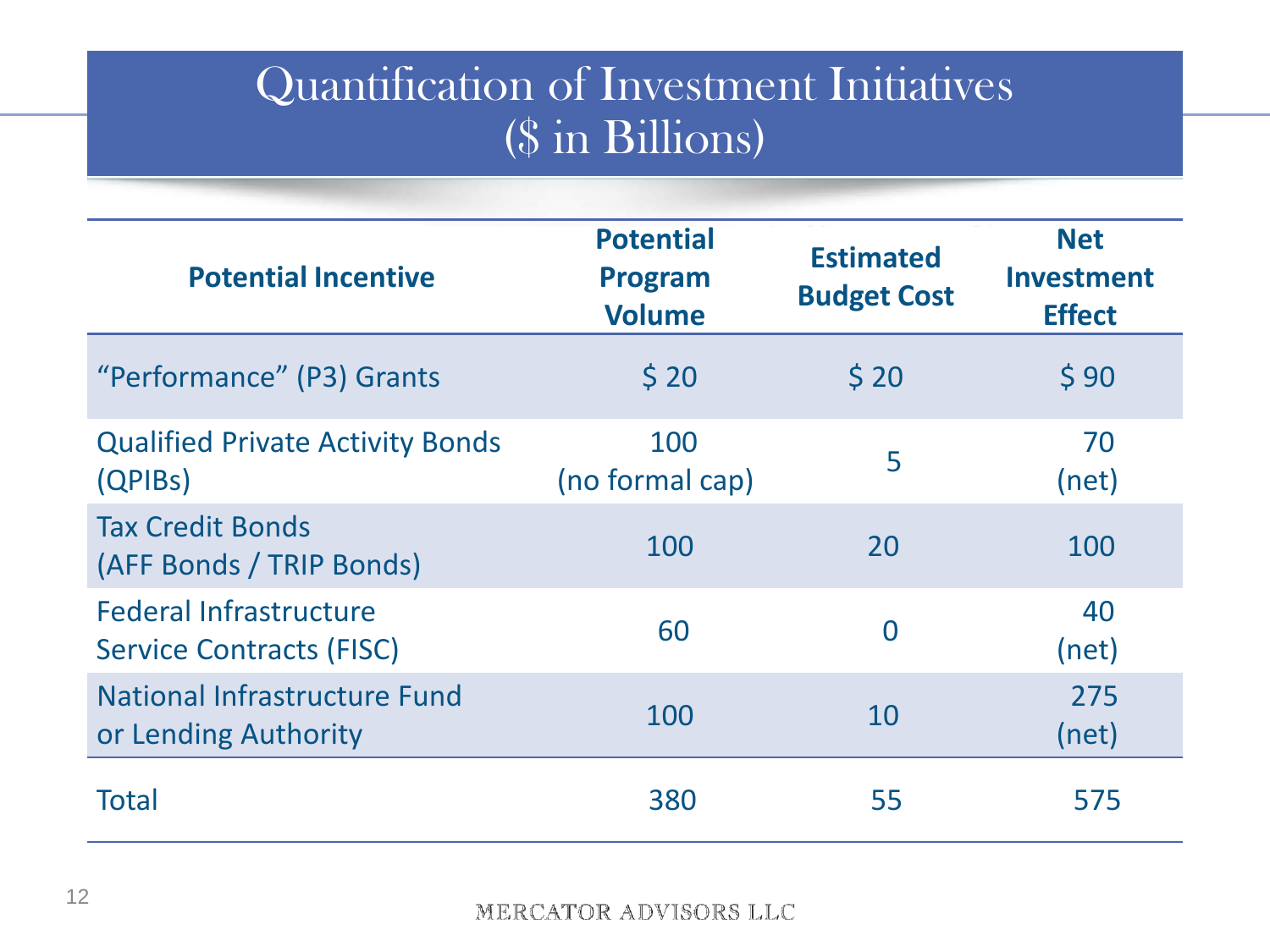# Quantification of Investment Initiatives
## ($ in Billions)

| Potential Incentive | Potential Program Volume | Estimated Budget Cost | Net Investment Effect |
|---|---|---|---|
| "Performance" (P3) Grants | $ 20 | $ 20 | $ 90 |
| Qualified Private Activity Bonds (QPIBs) | 100 (no formal cap) | 5 | 70 (net) |
| Tax Credit Bonds (AFF Bonds / TRIP Bonds) | 100 | 20 | 100 |
| Federal Infrastructure Service Contracts (FISC) | 60 | 0 | 40 (net) |
| National Infrastructure Fund or Lending Authority | 100 | 10 | 275 (net) |
| Total | 380 | 55 | 575 |

MERCATOR ADVISORS LLC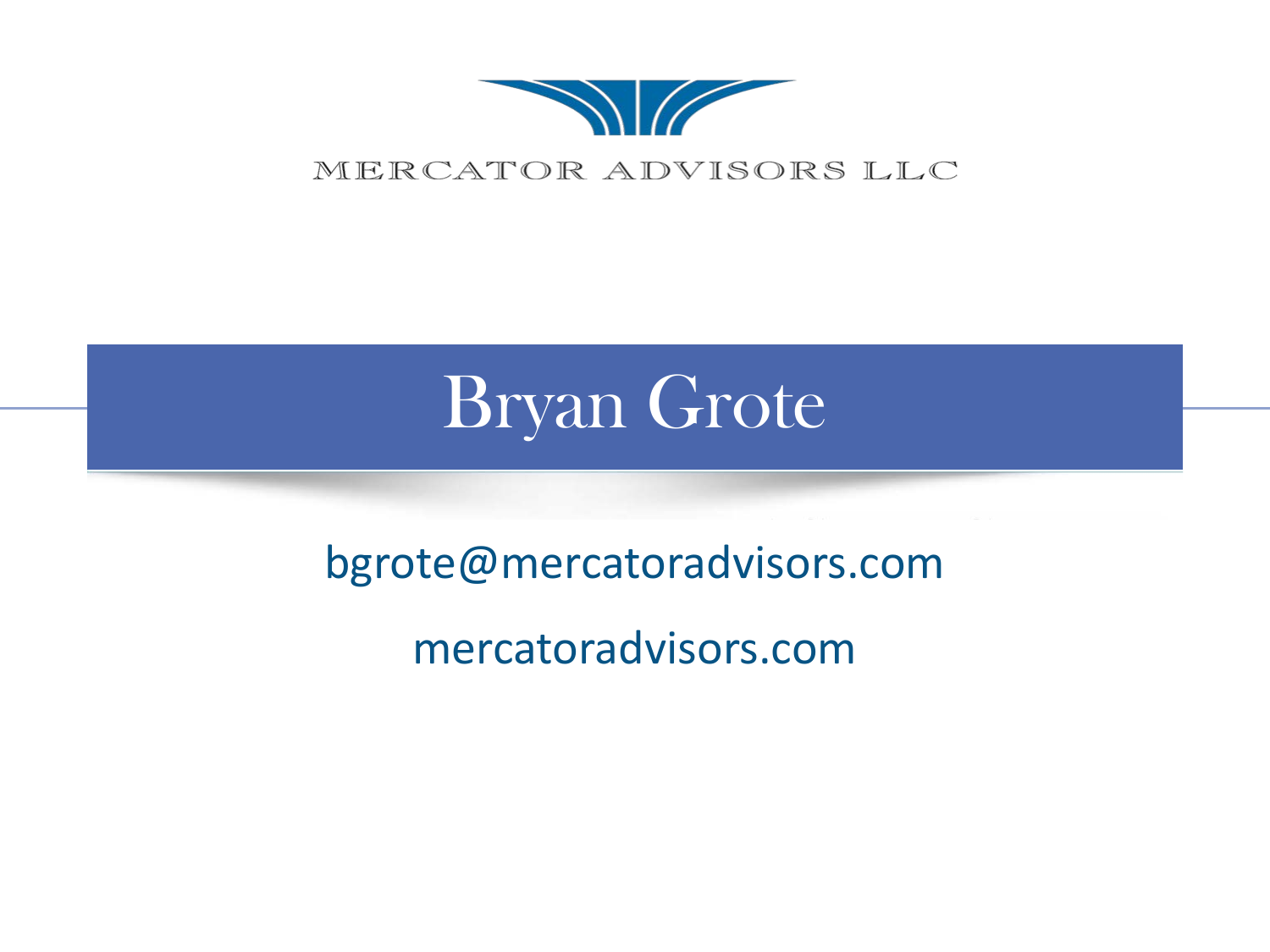MERCATOR ADVISORS LLC

# Bryan Grote

bgrote@mercatoradvisors.com

mercatoradvisors.com